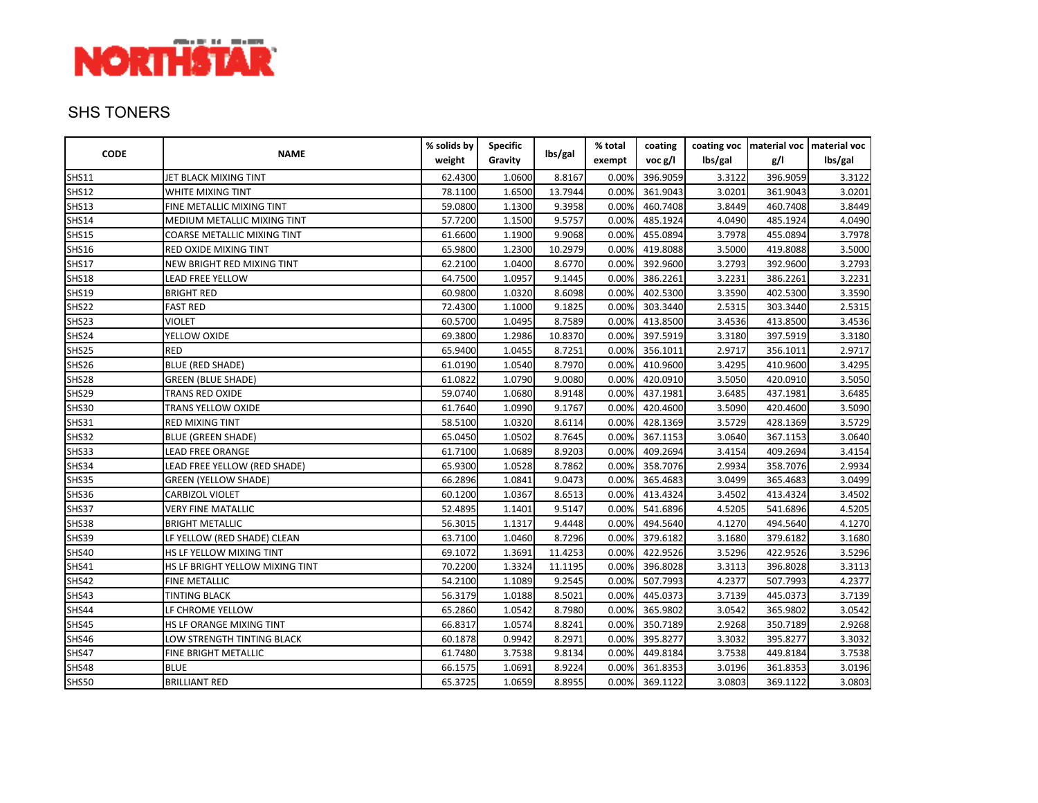NORTHSTAR

# SHS TONERS

| CODE | NAME | % solids by weight | Specific Gravity | lbs/gal | % total exempt | coating voc g/l | coating voc lbs/gal | material voc g/l | material voc lbs/gal |
|---|---|---|---|---|---|---|---|---|---|
| SHS11 | JET BLACK MIXING TINT | 62.4300 | 1.0600 | 8.8167 | 0.00% | 396.9059 | 3.3122 | 396.9059 | 3.3122 |
| SHS12 | WHITE MIXING TINT | 78.1100 | 1.6500 | 13.7944 | 0.00% | 361.9043 | 3.0201 | 361.9043 | 3.0201 |
| SHS13 | FINE METALLIC MIXING TINT | 59.0800 | 1.1300 | 9.3958 | 0.00% | 460.7408 | 3.8449 | 460.7408 | 3.8449 |
| SHS14 | MEDIUM METALLIC MIXING TINT | 57.7200 | 1.1500 | 9.5757 | 0.00% | 485.1924 | 4.0490 | 485.1924 | 4.0490 |
| SHS15 | COARSE METALLIC MIXING TINT | 61.6600 | 1.1900 | 9.9068 | 0.00% | 455.0894 | 3.7978 | 455.0894 | 3.7978 |
| SHS16 | RED OXIDE MIXING TINT | 65.9800 | 1.2300 | 10.2979 | 0.00% | 419.8088 | 3.5000 | 419.8088 | 3.5000 |
| SHS17 | NEW BRIGHT RED MIXING TINT | 62.2100 | 1.0400 | 8.6770 | 0.00% | 392.9600 | 3.2793 | 392.9600 | 3.2793 |
| SHS18 | LEAD FREE YELLOW | 64.7500 | 1.0957 | 9.1445 | 0.00% | 386.2261 | 3.2231 | 386.2261 | 3.2231 |
| SHS19 | BRIGHT RED | 60.9800 | 1.0320 | 8.6098 | 0.00% | 402.5300 | 3.3590 | 402.5300 | 3.3590 |
| SHS22 | FAST RED | 72.4300 | 1.1000 | 9.1825 | 0.00% | 303.3440 | 2.5315 | 303.3440 | 2.5315 |
| SHS23 | VIOLET | 60.5700 | 1.0495 | 8.7589 | 0.00% | 413.8500 | 3.4536 | 413.8500 | 3.4536 |
| SHS24 | YELLOW OXIDE | 69.3800 | 1.2986 | 10.8370 | 0.00% | 397.5919 | 3.3180 | 397.5919 | 3.3180 |
| SHS25 | RED | 65.9400 | 1.0455 | 8.7251 | 0.00% | 356.1011 | 2.9717 | 356.1011 | 2.9717 |
| SHS26 | BLUE (RED SHADE) | 61.0190 | 1.0540 | 8.7970 | 0.00% | 410.9600 | 3.4295 | 410.9600 | 3.4295 |
| SHS28 | GREEN (BLUE SHADE) | 61.0822 | 1.0790 | 9.0080 | 0.00% | 420.0910 | 3.5050 | 420.0910 | 3.5050 |
| SHS29 | TRANS RED OXIDE | 59.0740 | 1.0680 | 8.9148 | 0.00% | 437.1981 | 3.6485 | 437.1981 | 3.6485 |
| SHS30 | TRANS YELLOW OXIDE | 61.7640 | 1.0990 | 9.1767 | 0.00% | 420.4600 | 3.5090 | 420.4600 | 3.5090 |
| SHS31 | RED MIXING TINT | 58.5100 | 1.0320 | 8.6114 | 0.00% | 428.1369 | 3.5729 | 428.1369 | 3.5729 |
| SHS32 | BLUE (GREEN SHADE) | 65.0450 | 1.0502 | 8.7645 | 0.00% | 367.1153 | 3.0640 | 367.1153 | 3.0640 |
| SHS33 | LEAD FREE ORANGE | 61.7100 | 1.0689 | 8.9203 | 0.00% | 409.2694 | 3.4154 | 409.2694 | 3.4154 |
| SHS34 | LEAD FREE YELLOW (RED SHADE) | 65.9300 | 1.0528 | 8.7862 | 0.00% | 358.7076 | 2.9934 | 358.7076 | 2.9934 |
| SHS35 | GREEN (YELLOW SHADE) | 66.2896 | 1.0841 | 9.0473 | 0.00% | 365.4683 | 3.0499 | 365.4683 | 3.0499 |
| SHS36 | CARBIZOL VIOLET | 60.1200 | 1.0367 | 8.6513 | 0.00% | 413.4324 | 3.4502 | 413.4324 | 3.4502 |
| SHS37 | VERY FINE MATALLIC | 52.4895 | 1.1401 | 9.5147 | 0.00% | 541.6896 | 4.5205 | 541.6896 | 4.5205 |
| SHS38 | BRIGHT METALLIC | 56.3015 | 1.1317 | 9.4448 | 0.00% | 494.5640 | 4.1270 | 494.5640 | 4.1270 |
| SHS39 | LF YELLOW (RED SHADE) CLEAN | 63.7100 | 1.0460 | 8.7296 | 0.00% | 379.6182 | 3.1680 | 379.6182 | 3.1680 |
| SHS40 | HS LF YELLOW MIXING TINT | 69.1072 | 1.3691 | 11.4253 | 0.00% | 422.9526 | 3.5296 | 422.9526 | 3.5296 |
| SHS41 | HS LF BRIGHT YELLOW MIXING TINT | 70.2200 | 1.3324 | 11.1195 | 0.00% | 396.8028 | 3.3113 | 396.8028 | 3.3113 |
| SHS42 | FINE METALLIC | 54.2100 | 1.1089 | 9.2545 | 0.00% | 507.7993 | 4.2377 | 507.7993 | 4.2377 |
| SHS43 | TINTING BLACK | 56.3179 | 1.0188 | 8.5021 | 0.00% | 445.0373 | 3.7139 | 445.0373 | 3.7139 |
| SHS44 | LF CHROME YELLOW | 65.2860 | 1.0542 | 8.7980 | 0.00% | 365.9802 | 3.0542 | 365.9802 | 3.0542 |
| SHS45 | HS LF ORANGE MIXING TINT | 66.8317 | 1.0574 | 8.8241 | 0.00% | 350.7189 | 2.9268 | 350.7189 | 2.9268 |
| SHS46 | LOW STRENGTH TINTING BLACK | 60.1878 | 0.9942 | 8.2971 | 0.00% | 395.8277 | 3.3032 | 395.8277 | 3.3032 |
| SHS47 | FINE BRIGHT METALLIC | 61.7480 | 3.7538 | 9.8134 | 0.00% | 449.8184 | 3.7538 | 449.8184 | 3.7538 |
| SHS48 | BLUE | 66.1575 | 1.0691 | 8.9224 | 0.00% | 361.8353 | 3.0196 | 361.8353 | 3.0196 |
| SHS50 | BRILLIANT RED | 65.3725 | 1.0659 | 8.8955 | 0.00% | 369.1122 | 3.0803 | 369.1122 | 3.0803 |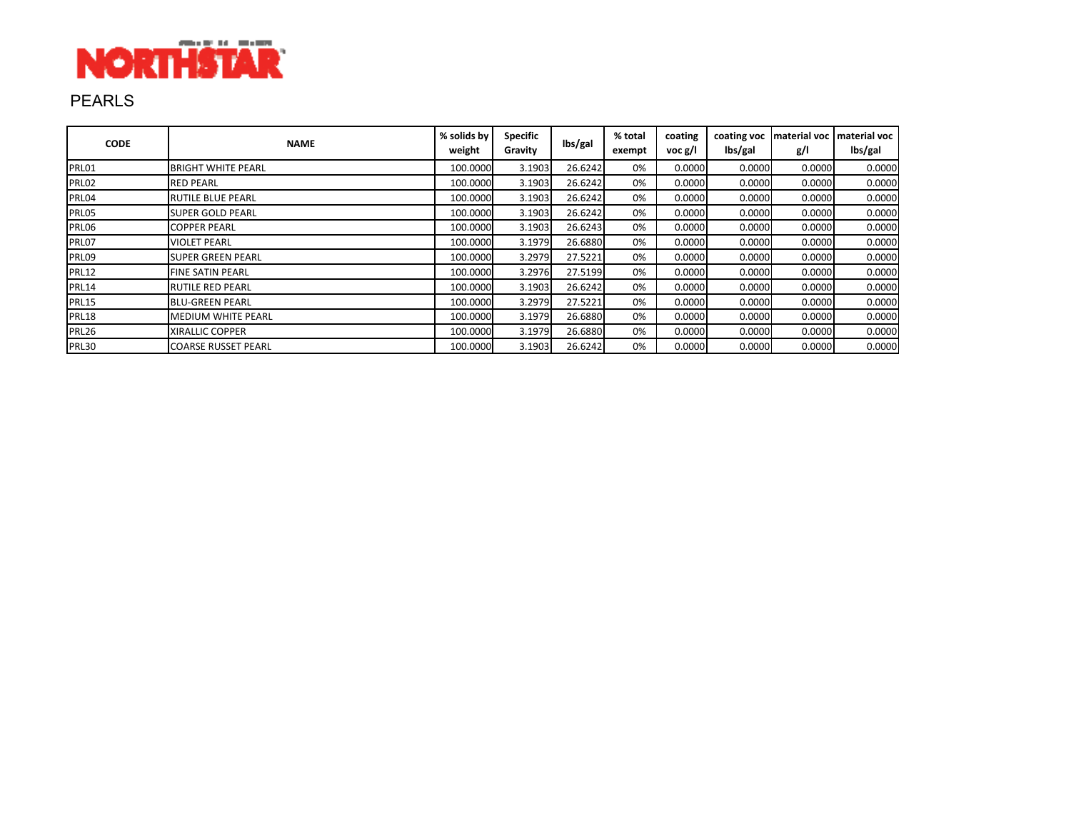NORTHSTAR

PEARLS

| CODE | NAME | % solids by weight | Specific Gravity | lbs/gal | % total exempt | coating voc g/l | coating voc lbs/gal | material voc g/l | material voc lbs/gal |
|---|---|---|---|---|---|---|---|---|---|
| PRL01 | BRIGHT WHITE PEARL | 100.0000 | 3.1903 | 26.6242 | 0% | 0.0000 | 0.0000 | 0.0000 | 0.0000 |
| PRL02 | RED PEARL | 100.0000 | 3.1903 | 26.6242 | 0% | 0.0000 | 0.0000 | 0.0000 | 0.0000 |
| PRL04 | RUTILE BLUE PEARL | 100.0000 | 3.1903 | 26.6242 | 0% | 0.0000 | 0.0000 | 0.0000 | 0.0000 |
| PRL05 | SUPER GOLD PEARL | 100.0000 | 3.1903 | 26.6242 | 0% | 0.0000 | 0.0000 | 0.0000 | 0.0000 |
| PRL06 | COPPER PEARL | 100.0000 | 3.1903 | 26.6243 | 0% | 0.0000 | 0.0000 | 0.0000 | 0.0000 |
| PRL07 | VIOLET PEARL | 100.0000 | 3.1979 | 26.6880 | 0% | 0.0000 | 0.0000 | 0.0000 | 0.0000 |
| PRL09 | SUPER GREEN PEARL | 100.0000 | 3.2979 | 27.5221 | 0% | 0.0000 | 0.0000 | 0.0000 | 0.0000 |
| PRL12 | FINE SATIN PEARL | 100.0000 | 3.2976 | 27.5199 | 0% | 0.0000 | 0.0000 | 0.0000 | 0.0000 |
| PRL14 | RUTILE RED PEARL | 100.0000 | 3.1903 | 26.6242 | 0% | 0.0000 | 0.0000 | 0.0000 | 0.0000 |
| PRL15 | BLU-GREEN PEARL | 100.0000 | 3.2979 | 27.5221 | 0% | 0.0000 | 0.0000 | 0.0000 | 0.0000 |
| PRL18 | MEDIUM WHITE PEARL | 100.0000 | 3.1979 | 26.6880 | 0% | 0.0000 | 0.0000 | 0.0000 | 0.0000 |
| PRL26 | XIRALLIC COPPER | 100.0000 | 3.1979 | 26.6880 | 0% | 0.0000 | 0.0000 | 0.0000 | 0.0000 |
| PRL30 | COARSE RUSSET PEARL | 100.0000 | 3.1903 | 26.6242 | 0% | 0.0000 | 0.0000 | 0.0000 | 0.0000 |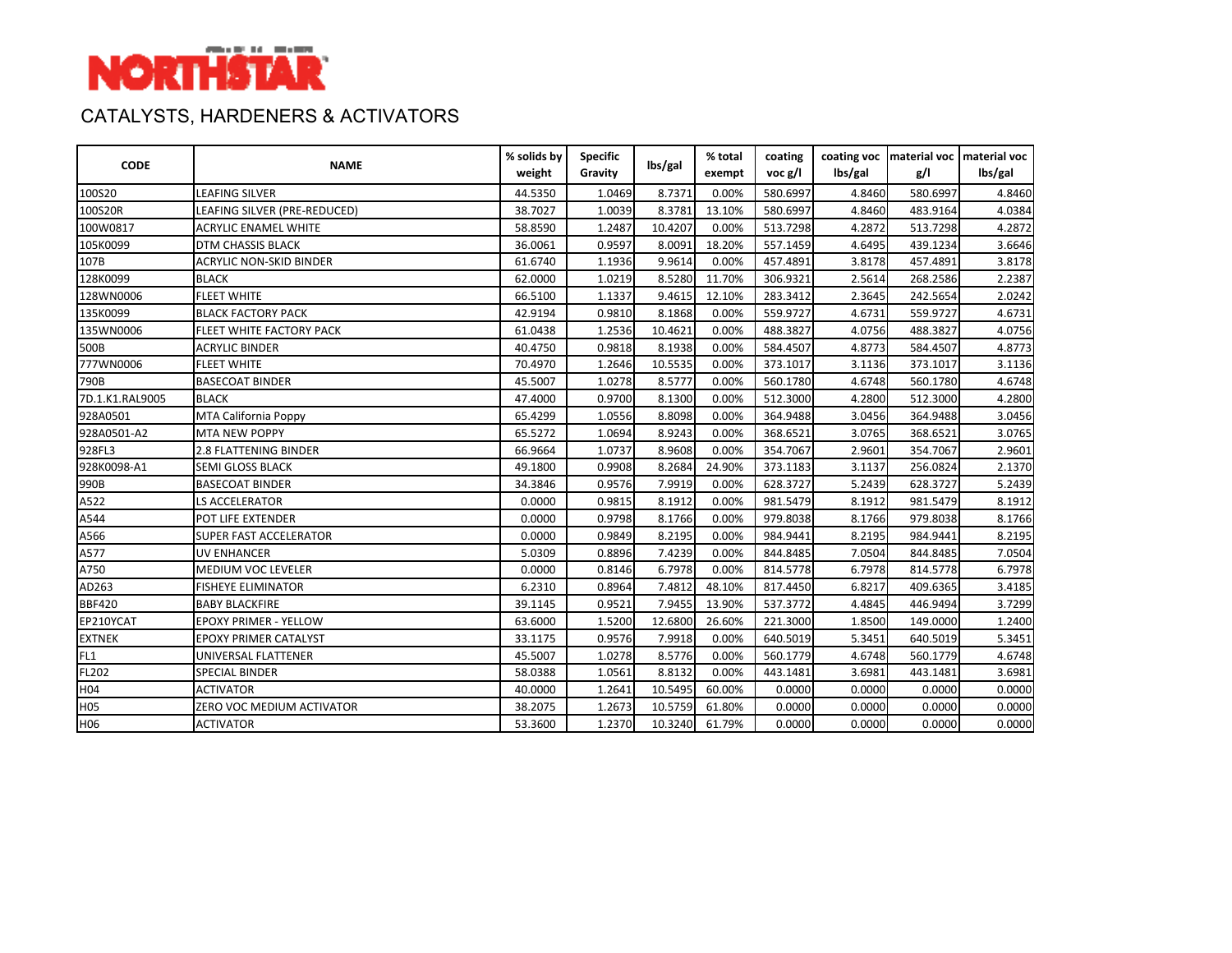# NORTHSTAR

## CATALYSTS, HARDENERS & ACTIVATORS

| CODE | NAME | % solids by weight | Specific Gravity | lbs/gal | % total exempt | coating voc g/l | coating voc lbs/gal | material voc g/l | material voc lbs/gal |
|---|---|---|---|---|---|---|---|---|---|
| 100S20 | LEAFING SILVER | 44.5350 | 1.0469 | 8.7371 | 0.00% | 580.6997 | 4.8460 | 580.6997 | 4.8460 |
| 100S20R | LEAFING SILVER (PRE-REDUCED) | 38.7027 | 1.0039 | 8.3781 | 13.10% | 580.6997 | 4.8460 | 483.9164 | 4.0384 |
| 100W0817 | ACRYLIC ENAMEL WHITE | 58.8590 | 1.2487 | 10.4207 | 0.00% | 513.7298 | 4.2872 | 513.7298 | 4.2872 |
| 105K0099 | DTM CHASSIS BLACK | 36.0061 | 0.9597 | 8.0091 | 18.20% | 557.1459 | 4.6495 | 439.1234 | 3.6646 |
| 107B | ACRYLIC NON-SKID BINDER | 61.6740 | 1.1936 | 9.9614 | 0.00% | 457.4891 | 3.8178 | 457.4891 | 3.8178 |
| 128K0099 | BLACK | 62.0000 | 1.0219 | 8.5280 | 11.70% | 306.9321 | 2.5614 | 268.2586 | 2.2387 |
| 128WN0006 | FLEET WHITE | 66.5100 | 1.1337 | 9.4615 | 12.10% | 283.3412 | 2.3645 | 242.5654 | 2.0242 |
| 135K0099 | BLACK FACTORY PACK | 42.9194 | 0.9810 | 8.1868 | 0.00% | 559.9727 | 4.6731 | 559.9727 | 4.6731 |
| 135WN0006 | FLEET WHITE FACTORY PACK | 61.0438 | 1.2536 | 10.4621 | 0.00% | 488.3827 | 4.0756 | 488.3827 | 4.0756 |
| 500B | ACRYLIC BINDER | 40.4750 | 0.9818 | 8.1938 | 0.00% | 584.4507 | 4.8773 | 584.4507 | 4.8773 |
| 777WN0006 | FLEET WHITE | 70.4970 | 1.2646 | 10.5535 | 0.00% | 373.1017 | 3.1136 | 373.1017 | 3.1136 |
| 790B | BASECOAT BINDER | 45.5007 | 1.0278 | 8.5777 | 0.00% | 560.1780 | 4.6748 | 560.1780 | 4.6748 |
| 7D.1.K1.RAL9005 | BLACK | 47.4000 | 0.9700 | 8.1300 | 0.00% | 512.3000 | 4.2800 | 512.3000 | 4.2800 |
| 928A0501 | MTA California Poppy | 65.4299 | 1.0556 | 8.8098 | 0.00% | 364.9488 | 3.0456 | 364.9488 | 3.0456 |
| 928A0501-A2 | MTA NEW POPPY | 65.5272 | 1.0694 | 8.9243 | 0.00% | 368.6521 | 3.0765 | 368.6521 | 3.0765 |
| 928FL3 | 2.8 FLATTENING BINDER | 66.9664 | 1.0737 | 8.9608 | 0.00% | 354.7067 | 2.9601 | 354.7067 | 2.9601 |
| 928K0098-A1 | SEMI GLOSS BLACK | 49.1800 | 0.9908 | 8.2684 | 24.90% | 373.1183 | 3.1137 | 256.0824 | 2.1370 |
| 990B | BASECOAT BINDER | 34.3846 | 0.9576 | 7.9919 | 0.00% | 628.3727 | 5.2439 | 628.3727 | 5.2439 |
| A522 | LS ACCELERATOR | 0.0000 | 0.9815 | 8.1912 | 0.00% | 981.5479 | 8.1912 | 981.5479 | 8.1912 |
| A544 | POT LIFE EXTENDER | 0.0000 | 0.9798 | 8.1766 | 0.00% | 979.8038 | 8.1766 | 979.8038 | 8.1766 |
| A566 | SUPER FAST ACCELERATOR | 0.0000 | 0.9849 | 8.2195 | 0.00% | 984.9441 | 8.2195 | 984.9441 | 8.2195 |
| A577 | UV ENHANCER | 5.0309 | 0.8896 | 7.4239 | 0.00% | 844.8485 | 7.0504 | 844.8485 | 7.0504 |
| A750 | MEDIUM VOC LEVELER | 0.0000 | 0.8146 | 6.7978 | 0.00% | 814.5778 | 6.7978 | 814.5778 | 6.7978 |
| AD263 | FISHEYE ELIMINATOR | 6.2310 | 0.8964 | 7.4812 | 48.10% | 817.4450 | 6.8217 | 409.6365 | 3.4185 |
| BBF420 | BABY BLACKFIRE | 39.1145 | 0.9521 | 7.9455 | 13.90% | 537.3772 | 4.4845 | 446.9494 | 3.7299 |
| EP210YCAT | EPOXY PRIMER - YELLOW | 63.6000 | 1.5200 | 12.6800 | 26.60% | 221.3000 | 1.8500 | 149.0000 | 1.2400 |
| EXTNEK | EPOXY PRIMER CATALYST | 33.1175 | 0.9576 | 7.9918 | 0.00% | 640.5019 | 5.3451 | 640.5019 | 5.3451 |
| FL1 | UNIVERSAL FLATTENER | 45.5007 | 1.0278 | 8.5776 | 0.00% | 560.1779 | 4.6748 | 560.1779 | 4.6748 |
| FL202 | SPECIAL BINDER | 58.0388 | 1.0561 | 8.8132 | 0.00% | 443.1481 | 3.6981 | 443.1481 | 3.6981 |
| H04 | ACTIVATOR | 40.0000 | 1.2641 | 10.5495 | 60.00% | 0.0000 | 0.0000 | 0.0000 | 0.0000 |
| H05 | ZERO VOC MEDIUM ACTIVATOR | 38.2075 | 1.2673 | 10.5759 | 61.80% | 0.0000 | 0.0000 | 0.0000 | 0.0000 |
| H06 | ACTIVATOR | 53.3600 | 1.2370 | 10.3240 | 61.79% | 0.0000 | 0.0000 | 0.0000 | 0.0000 |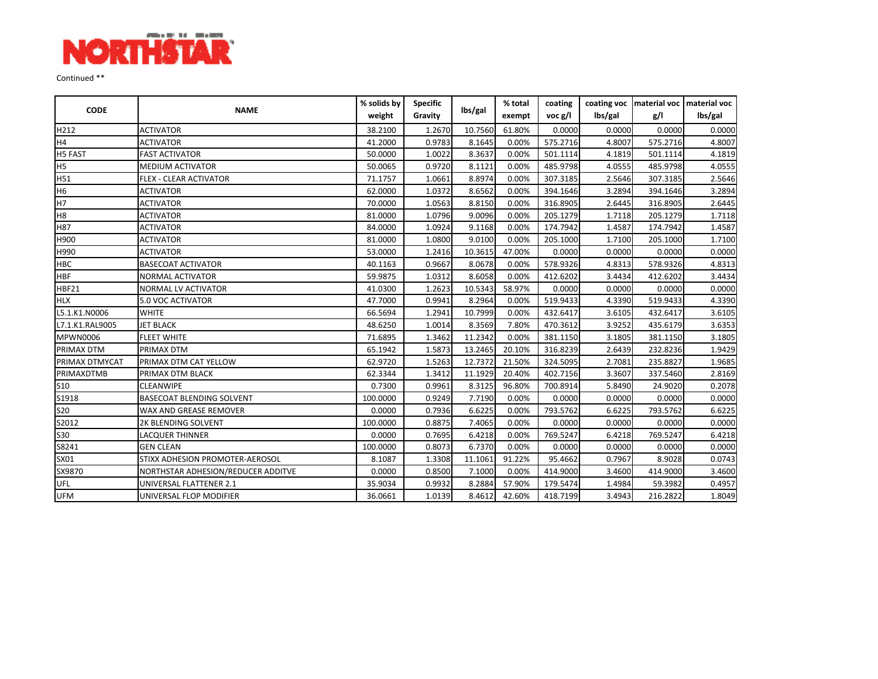NORTHSTAR

Continued **

| CODE | NAME | % solids by weight | Specific Gravity | lbs/gal | % total exempt | coating voc g/l | coating voc lbs/gal | material voc g/l | material voc lbs/gal |
|---|---|---|---|---|---|---|---|---|---|
| H212 | ACTIVATOR | 38.2100 | 1.2670 | 10.7560 | 61.80% | 0.0000 | 0.0000 | 0.0000 | 0.0000 |
| H4 | ACTIVATOR | 41.2000 | 0.9783 | 8.1645 | 0.00% | 575.2716 | 4.8007 | 575.2716 | 4.8007 |
| H5 FAST | FAST ACTIVATOR | 50.0000 | 1.0022 | 8.3637 | 0.00% | 501.1114 | 4.1819 | 501.1114 | 4.1819 |
| H5 | MEDIUM ACTIVATOR | 50.0065 | 0.9720 | 8.1121 | 0.00% | 485.9798 | 4.0555 | 485.9798 | 4.0555 |
| H51 | FLEX - CLEAR ACTIVATOR | 71.1757 | 1.0661 | 8.8974 | 0.00% | 307.3185 | 2.5646 | 307.3185 | 2.5646 |
| H6 | ACTIVATOR | 62.0000 | 1.0372 | 8.6562 | 0.00% | 394.1646 | 3.2894 | 394.1646 | 3.2894 |
| H7 | ACTIVATOR | 70.0000 | 1.0563 | 8.8150 | 0.00% | 316.8905 | 2.6445 | 316.8905 | 2.6445 |
| H8 | ACTIVATOR | 81.0000 | 1.0796 | 9.0096 | 0.00% | 205.1279 | 1.7118 | 205.1279 | 1.7118 |
| H87 | ACTIVATOR | 84.0000 | 1.0924 | 9.1168 | 0.00% | 174.7942 | 1.4587 | 174.7942 | 1.4587 |
| H900 | ACTIVATOR | 81.0000 | 1.0800 | 9.0100 | 0.00% | 205.1000 | 1.7100 | 205.1000 | 1.7100 |
| H990 | ACTIVATOR | 53.0000 | 1.2416 | 10.3615 | 47.00% | 0.0000 | 0.0000 | 0.0000 | 0.0000 |
| HBC | BASECOAT ACTIVATOR | 40.1163 | 0.9667 | 8.0678 | 0.00% | 578.9326 | 4.8313 | 578.9326 | 4.8313 |
| HBF | NORMAL ACTIVATOR | 59.9875 | 1.0312 | 8.6058 | 0.00% | 412.6202 | 3.4434 | 412.6202 | 3.4434 |
| HBF21 | NORMAL LV ACTIVATOR | 41.0300 | 1.2623 | 10.5343 | 58.97% | 0.0000 | 0.0000 | 0.0000 | 0.0000 |
| HLX | 5.0 VOC ACTIVATOR | 47.7000 | 0.9941 | 8.2964 | 0.00% | 519.9433 | 4.3390 | 519.9433 | 4.3390 |
| L5.1.K1.N0006 | WHITE | 66.5694 | 1.2941 | 10.7999 | 0.00% | 432.6417 | 3.6105 | 432.6417 | 3.6105 |
| L7.1.K1.RAL9005 | JET BLACK | 48.6250 | 1.0014 | 8.3569 | 7.80% | 470.3612 | 3.9252 | 435.6179 | 3.6353 |
| MPWN0006 | FLEET WHITE | 71.6895 | 1.3462 | 11.2342 | 0.00% | 381.1150 | 3.1805 | 381.1150 | 3.1805 |
| PRIMAX DTM | PRIMAX DTM | 65.1942 | 1.5873 | 13.2465 | 20.10% | 316.8239 | 2.6439 | 232.8236 | 1.9429 |
| PRIMAX DTMYCAT | PRIMAX DTM CAT YELLOW | 62.9720 | 1.5263 | 12.7372 | 21.50% | 324.5095 | 2.7081 | 235.8827 | 1.9685 |
| PRIMAXDTMB | PRIMAX DTM BLACK | 62.3344 | 1.3412 | 11.1929 | 20.40% | 402.7156 | 3.3607 | 337.5460 | 2.8169 |
| S10 | CLEANWIPE | 0.7300 | 0.9961 | 8.3125 | 96.80% | 700.8914 | 5.8490 | 24.9020 | 0.2078 |
| S1918 | BASECOAT BLENDING SOLVENT | 100.0000 | 0.9249 | 7.7190 | 0.00% | 0.0000 | 0.0000 | 0.0000 | 0.0000 |
| S20 | WAX AND GREASE REMOVER | 0.0000 | 0.7936 | 6.6225 | 0.00% | 793.5762 | 6.6225 | 793.5762 | 6.6225 |
| S2012 | 2K BLENDING SOLVENT | 100.0000 | 0.8875 | 7.4065 | 0.00% | 0.0000 | 0.0000 | 0.0000 | 0.0000 |
| S30 | LACQUER THINNER | 0.0000 | 0.7695 | 6.4218 | 0.00% | 769.5247 | 6.4218 | 769.5247 | 6.4218 |
| S8241 | GEN CLEAN | 100.0000 | 0.8073 | 6.7370 | 0.00% | 0.0000 | 0.0000 | 0.0000 | 0.0000 |
| SX01 | STIXX ADHESION PROMOTER-AEROSOL | 8.1087 | 1.3308 | 11.1061 | 91.22% | 95.4662 | 0.7967 | 8.9028 | 0.0743 |
| SX9870 | NORTHSTAR ADHESION/REDUCER ADDITVE | 0.0000 | 0.8500 | 7.1000 | 0.00% | 414.9000 | 3.4600 | 414.9000 | 3.4600 |
| UFL | UNIVERSAL FLATTENER 2.1 | 35.9034 | 0.9932 | 8.2884 | 57.90% | 179.5474 | 1.4984 | 59.3982 | 0.4957 |
| UFM | UNIVERSAL FLOP MODIFIER | 36.0661 | 1.0139 | 8.4612 | 42.60% | 418.7199 | 3.4943 | 216.2822 | 1.8049 |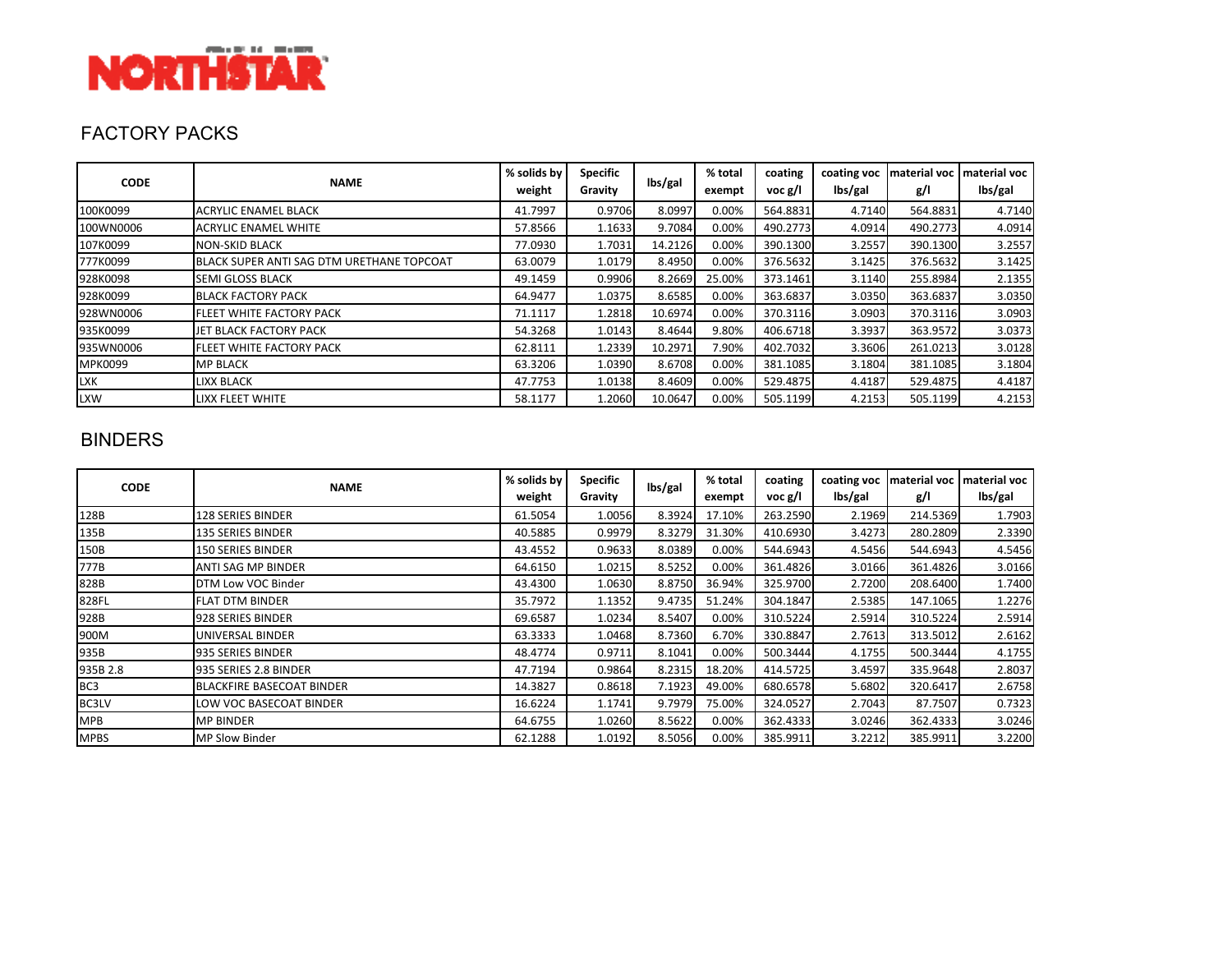NORTHSTAR

## FACTORY PACKS

| CODE | NAME | % solids by weight | Specific Gravity | lbs/gal | % total exempt | coating voc g/l | coating voc lbs/gal | material voc g/l | material voc lbs/gal |
|---|---|---|---|---|---|---|---|---|---|
| 100K0099 | ACRYLIC ENAMEL BLACK | 41.7997 | 0.9706 | 8.0997 | 0.00% | 564.8831 | 4.7140 | 564.8831 | 4.7140 |
| 100WN0006 | ACRYLIC ENAMEL WHITE | 57.8566 | 1.1633 | 9.7084 | 0.00% | 490.2773 | 4.0914 | 490.2773 | 4.0914 |
| 107K0099 | NON-SKID BLACK | 77.0930 | 1.7031 | 14.2126 | 0.00% | 390.1300 | 3.2557 | 390.1300 | 3.2557 |
| 777K0099 | BLACK SUPER ANTI SAG DTM URETHANE TOPCOAT | 63.0079 | 1.0179 | 8.4950 | 0.00% | 376.5632 | 3.1425 | 376.5632 | 3.1425 |
| 928K0098 | SEMI GLOSS BLACK | 49.1459 | 0.9906 | 8.2669 | 25.00% | 373.1461 | 3.1140 | 255.8984 | 2.1355 |
| 928K0099 | BLACK FACTORY PACK | 64.9477 | 1.0375 | 8.6585 | 0.00% | 363.6837 | 3.0350 | 363.6837 | 3.0350 |
| 928WN0006 | FLEET WHITE FACTORY PACK | 71.1117 | 1.2818 | 10.6974 | 0.00% | 370.3116 | 3.0903 | 370.3116 | 3.0903 |
| 935K0099 | JET BLACK FACTORY PACK | 54.3268 | 1.0143 | 8.4644 | 9.80% | 406.6718 | 3.3937 | 363.9572 | 3.0373 |
| 935WN0006 | FLEET WHITE FACTORY PACK | 62.8111 | 1.2339 | 10.2971 | 7.90% | 402.7032 | 3.3606 | 261.0213 | 3.0128 |
| MPK0099 | MP BLACK | 63.3206 | 1.0390 | 8.6708 | 0.00% | 381.1085 | 3.1804 | 381.1085 | 3.1804 |
| LXK | LIXX BLACK | 47.7753 | 1.0138 | 8.4609 | 0.00% | 529.4875 | 4.4187 | 529.4875 | 4.4187 |
| LXW | LIXX FLEET WHITE | 58.1177 | 1.2060 | 10.0647 | 0.00% | 505.1199 | 4.2153 | 505.1199 | 4.2153 |

## BINDERS

| CODE | NAME | % solids by weight | Specific Gravity | lbs/gal | % total exempt | coating voc g/l | coating voc lbs/gal | material voc g/l | material voc lbs/gal |
|---|---|---|---|---|---|---|---|---|---|
| 128B | 128 SERIES BINDER | 61.5054 | 1.0056 | 8.3924 | 17.10% | 263.2590 | 2.1969 | 214.5369 | 1.7903 |
| 135B | 135 SERIES BINDER | 40.5885 | 0.9979 | 8.3279 | 31.30% | 410.6930 | 3.4273 | 280.2809 | 2.3390 |
| 150B | 150 SERIES BINDER | 43.4552 | 0.9633 | 8.0389 | 0.00% | 544.6943 | 4.5456 | 544.6943 | 4.5456 |
| 777B | ANTI SAG MP BINDER | 64.6150 | 1.0215 | 8.5252 | 0.00% | 361.4826 | 3.0166 | 361.4826 | 3.0166 |
| 828B | DTM Low VOC Binder | 43.4300 | 1.0630 | 8.8750 | 36.94% | 325.9700 | 2.7200 | 208.6400 | 1.7400 |
| 828FL | FLAT DTM BINDER | 35.7972 | 1.1352 | 9.4735 | 51.24% | 304.1847 | 2.5385 | 147.1065 | 1.2276 |
| 928B | 928 SERIES BINDER | 69.6587 | 1.0234 | 8.5407 | 0.00% | 310.5224 | 2.5914 | 310.5224 | 2.5914 |
| 900M | UNIVERSAL BINDER | 63.3333 | 1.0468 | 8.7360 | 6.70% | 330.8847 | 2.7613 | 313.5012 | 2.6162 |
| 935B | 935 SERIES BINDER | 48.4774 | 0.9711 | 8.1041 | 0.00% | 500.3444 | 4.1755 | 500.3444 | 4.1755 |
| 935B 2.8 | 935 SERIES 2.8 BINDER | 47.7194 | 0.9864 | 8.2315 | 18.20% | 414.5725 | 3.4597 | 335.9648 | 2.8037 |
| BC3 | BLACKFIRE BASECOAT BINDER | 14.3827 | 0.8618 | 7.1923 | 49.00% | 680.6578 | 5.6802 | 320.6417 | 2.6758 |
| BC3LV | LOW VOC BASECOAT BINDER | 16.6224 | 1.1741 | 9.7979 | 75.00% | 324.0527 | 2.7043 | 87.7507 | 0.7323 |
| MPB | MP BINDER | 64.6755 | 1.0260 | 8.5622 | 0.00% | 362.4333 | 3.0246 | 362.4333 | 3.0246 |
| MPBS | MP Slow Binder | 62.1288 | 1.0192 | 8.5056 | 0.00% | 385.9911 | 3.2212 | 385.9911 | 3.2200 |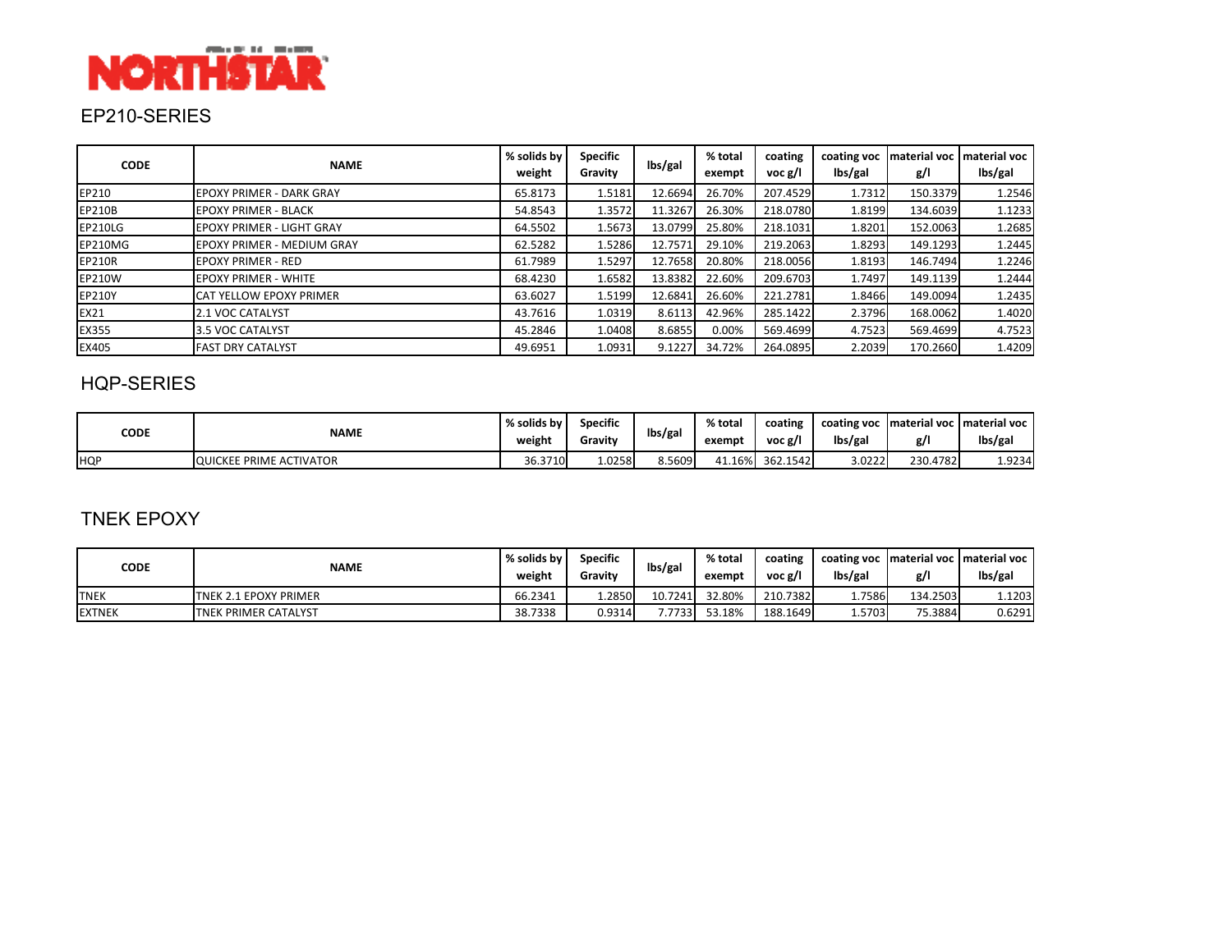NORTHSTAR

## EP210-SERIES

| CODE | NAME | % solids by weight | Specific Gravity | lbs/gal | % total exempt | coating voc g/l | coating voc lbs/gal | material voc g/l | material voc lbs/gal |
|---|---|---|---|---|---|---|---|---|---|
| EP210 | EPOXY PRIMER - DARK GRAY | 65.8173 | 1.5181 | 12.6694 | 26.70% | 207.4529 | 1.7312 | 150.3379 | 1.2546 |
| EP210B | EPOXY PRIMER - BLACK | 54.8543 | 1.3572 | 11.3267 | 26.30% | 218.0780 | 1.8199 | 134.6039 | 1.1233 |
| EP210LG | EPOXY PRIMER - LIGHT GRAY | 64.5502 | 1.5673 | 13.0799 | 25.80% | 218.1031 | 1.8201 | 152.0063 | 1.2685 |
| EP210MG | EPOXY PRIMER - MEDIUM GRAY | 62.5282 | 1.5286 | 12.7571 | 29.10% | 219.2063 | 1.8293 | 149.1293 | 1.2445 |
| EP210R | EPOXY PRIMER - RED | 61.7989 | 1.5297 | 12.7658 | 20.80% | 218.0056 | 1.8193 | 146.7494 | 1.2246 |
| EP210W | EPOXY PRIMER - WHITE | 68.4230 | 1.6582 | 13.8382 | 22.60% | 209.6703 | 1.7497 | 149.1139 | 1.2444 |
| EP210Y | CAT YELLOW EPOXY PRIMER | 63.6027 | 1.5199 | 12.6841 | 26.60% | 221.2781 | 1.8466 | 149.0094 | 1.2435 |
| EX21 | 2.1 VOC CATALYST | 43.7616 | 1.0319 | 8.6113 | 42.96% | 285.1422 | 2.3796 | 168.0062 | 1.4020 |
| EX355 | 3.5 VOC CATALYST | 45.2846 | 1.0408 | 8.6855 | 0.00% | 569.4699 | 4.7523 | 569.4699 | 4.7523 |
| EX405 | FAST DRY CATALYST | 49.6951 | 1.0931 | 9.1227 | 34.72% | 264.0895 | 2.2039 | 170.2660 | 1.4209 |

## HQP-SERIES

| CODE | NAME | % solids by weight | Specific Gravity | lbs/gal | % total exempt | coating voc g/l | coating voc lbs/gal | material voc g/l | material voc lbs/gal |
|---|---|---|---|---|---|---|---|---|---|
| HQP | QUICKEE PRIME ACTIVATOR | 36.3710 | 1.0258 | 8.5609 | 41.16% | 362.1542 | 3.0222 | 230.4782 | 1.9234 |

## TNEK EPOXY

| CODE | NAME | % solids by weight | Specific Gravity | lbs/gal | % total exempt | coating voc g/l | coating voc lbs/gal | material voc g/l | material voc lbs/gal |
|---|---|---|---|---|---|---|---|---|---|
| TNEK | TNEK 2.1 EPOXY PRIMER | 66.2341 | 1.2850 | 10.7241 | 32.80% | 210.7382 | 1.7586 | 134.2503 | 1.1203 |
| EXTNEK | TNEK PRIMER CATALYST | 38.7338 | 0.9314 | 7.7733 | 53.18% | 188.1649 | 1.5703 | 75.3884 | 0.6291 |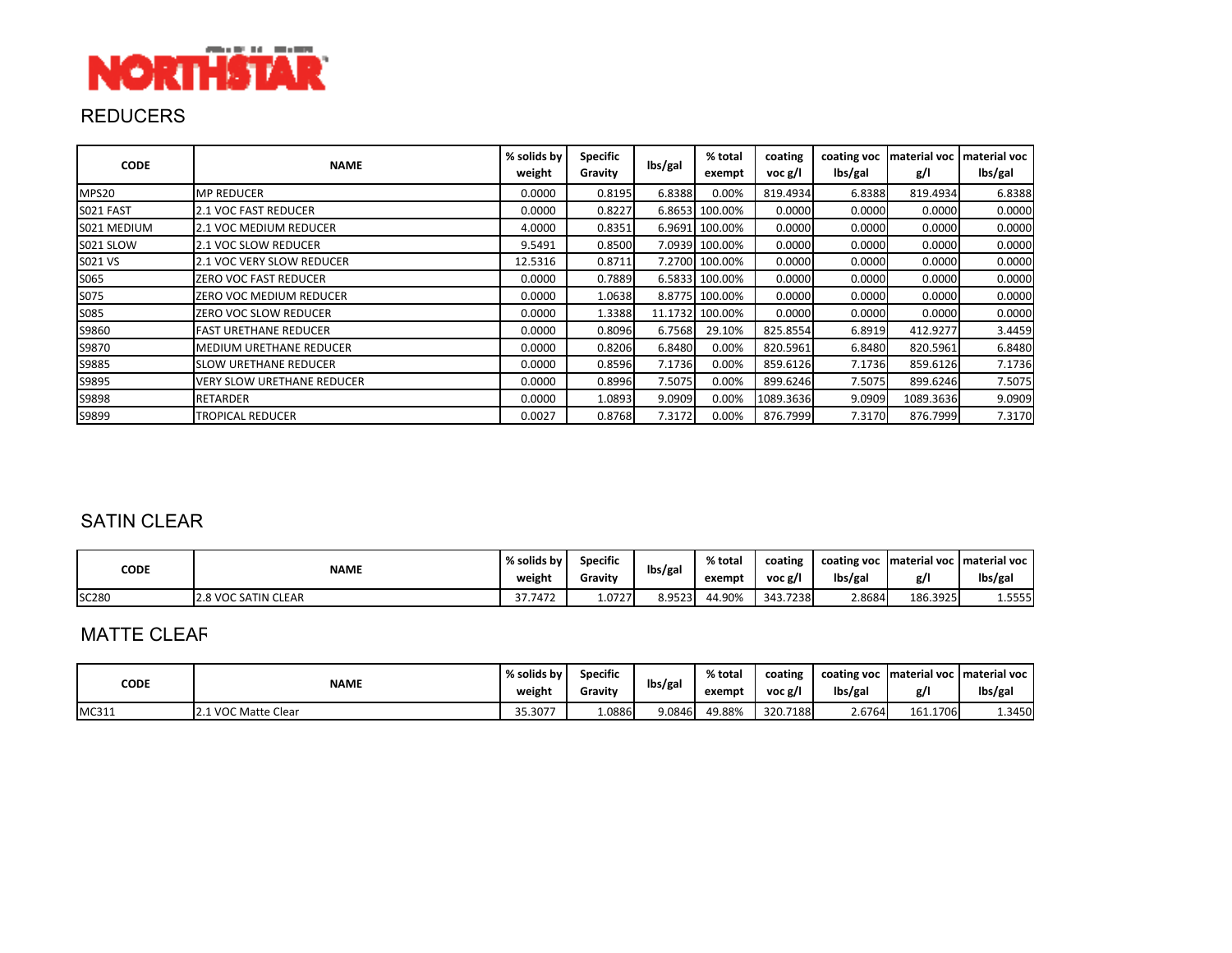NORTHSTAR

## REDUCERS

| CODE | NAME | % solids by weight | Specific Gravity | lbs/gal | % total exempt | coating voc g/l | coating voc lbs/gal | material voc g/l | material voc lbs/gal |
|---|---|---|---|---|---|---|---|---|---|
| MPS20 | MP REDUCER | 0.0000 | 0.8195 | 6.8388 | 0.00% | 819.4934 | 6.8388 | 819.4934 | 6.8388 |
| S021 FAST | 2.1 VOC FAST REDUCER | 0.0000 | 0.8227 | 6.8653 | 100.00% | 0.0000 | 0.0000 | 0.0000 | 0.0000 |
| S021 MEDIUM | 2.1 VOC MEDIUM REDUCER | 4.0000 | 0.8351 | 6.9691 | 100.00% | 0.0000 | 0.0000 | 0.0000 | 0.0000 |
| S021 SLOW | 2.1 VOC SLOW REDUCER | 9.5491 | 0.8500 | 7.0939 | 100.00% | 0.0000 | 0.0000 | 0.0000 | 0.0000 |
| S021 VS | 2.1 VOC VERY SLOW REDUCER | 12.5316 | 0.8711 | 7.2700 | 100.00% | 0.0000 | 0.0000 | 0.0000 | 0.0000 |
| S065 | ZERO VOC FAST REDUCER | 0.0000 | 0.7889 | 6.5833 | 100.00% | 0.0000 | 0.0000 | 0.0000 | 0.0000 |
| S075 | ZERO VOC MEDIUM REDUCER | 0.0000 | 1.0638 | 8.8775 | 100.00% | 0.0000 | 0.0000 | 0.0000 | 0.0000 |
| S085 | ZERO VOC SLOW REDUCER | 0.0000 | 1.3388 | 11.1732 | 100.00% | 0.0000 | 0.0000 | 0.0000 | 0.0000 |
| S9860 | FAST URETHANE REDUCER | 0.0000 | 0.8096 | 6.7568 | 29.10% | 825.8554 | 6.8919 | 412.9277 | 3.4459 |
| S9870 | MEDIUM URETHANE REDUCER | 0.0000 | 0.8206 | 6.8480 | 0.00% | 820.5961 | 6.8480 | 820.5961 | 6.8480 |
| S9885 | SLOW URETHANE REDUCER | 0.0000 | 0.8596 | 7.1736 | 0.00% | 859.6126 | 7.1736 | 859.6126 | 7.1736 |
| S9895 | VERY SLOW URETHANE REDUCER | 0.0000 | 0.8996 | 7.5075 | 0.00% | 899.6246 | 7.5075 | 899.6246 | 7.5075 |
| S9898 | RETARDER | 0.0000 | 1.0893 | 9.0909 | 0.00% | 1089.3636 | 9.0909 | 1089.3636 | 9.0909 |
| S9899 | TROPICAL REDUCER | 0.0027 | 0.8768 | 7.3172 | 0.00% | 876.7999 | 7.3170 | 876.7999 | 7.3170 |

## SATIN CLEAR

| CODE | NAME | % solids by weight | Specific Gravity | lbs/gal | % total exempt | coating voc g/l | coating voc lbs/gal | material voc g/l | material voc lbs/gal |
|---|---|---|---|---|---|---|---|---|---|
| SC280 | 2.8 VOC SATIN CLEAR | 37.7472 | 1.0727 | 8.9523 | 44.90% | 343.7238 | 2.8684 | 186.3925 | 1.5555 |

## MATTE CLEAR

| CODE | NAME | % solids by weight | Specific Gravity | lbs/gal | % total exempt | coating voc g/l | coating voc lbs/gal | material voc g/l | material voc lbs/gal |
|---|---|---|---|---|---|---|---|---|---|
| MC311 | 2.1 VOC Matte Clear | 35.3077 | 1.0886 | 9.0846 | 49.88% | 320.7188 | 2.6764 | 161.1706 | 1.3450 |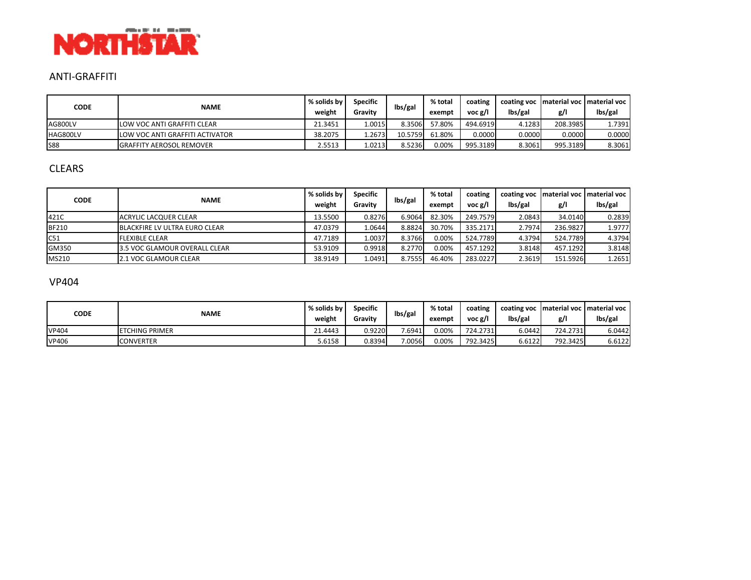NORTHSTAR

## ANTI-GRAFFITI

| CODE | NAME | % solids by weight | Specific Gravity | lbs/gal | % total exempt | coating voc g/l | coating voc lbs/gal | material voc g/l | material voc lbs/gal |
|---|---|---|---|---|---|---|---|---|---|
| AG800LV | LOW VOC ANTI GRAFFITI CLEAR | 21.3451 | 1.0015 | 8.3506 | 57.80% | 494.6919 | 4.1283 | 208.3985 | 1.7391 |
| HAG800LV | LOW VOC ANTI GRAFFITI ACTIVATOR | 38.2075 | 1.2673 | 10.5759 | 61.80% | 0.0000 | 0.0000 | 0.0000 | 0.0000 |
| S88 | GRAFFITY AEROSOL REMOVER | 2.5513 | 1.0213 | 8.5236 | 0.00% | 995.3189 | 8.3061 | 995.3189 | 8.3061 |

## CLEARS

| CODE | NAME | % solids by weight | Specific Gravity | lbs/gal | % total exempt | coating voc g/l | coating voc lbs/gal | material voc g/l | material voc lbs/gal |
|---|---|---|---|---|---|---|---|---|---|
| 421C | ACRYLIC LACQUER CLEAR | 13.5500 | 0.8276 | 6.9064 | 82.30% | 249.7579 | 2.0843 | 34.0140 | 0.2839 |
| BF210 | BLACKFIRE LV ULTRA EURO CLEAR | 47.0379 | 1.0644 | 8.8824 | 30.70% | 335.2171 | 2.7974 | 236.9827 | 1.9777 |
| C51 | FLEXIBLE CLEAR | 47.7189 | 1.0037 | 8.3766 | 0.00% | 524.7789 | 4.3794 | 524.7789 | 4.3794 |
| GM350 | 3.5 VOC GLAMOUR OVERALL CLEAR | 53.9109 | 0.9918 | 8.2770 | 0.00% | 457.1292 | 3.8148 | 457.1292 | 3.8148 |
| MS210 | 2.1 VOC GLAMOUR CLEAR | 38.9149 | 1.0491 | 8.7555 | 46.40% | 283.0227 | 2.3619 | 151.5926 | 1.2651 |

## VP404

| CODE | NAME | % solids by weight | Specific Gravity | lbs/gal | % total exempt | coating voc g/l | coating voc lbs/gal | material voc g/l | material voc lbs/gal |
|---|---|---|---|---|---|---|---|---|---|
| VP404 | ETCHING PRIMER | 21.4443 | 0.9220 | 7.6941 | 0.00% | 724.2731 | 6.0442 | 724.2731 | 6.0442 |
| VP406 | CONVERTER | 5.6158 | 0.8394 | 7.0056 | 0.00% | 792.3425 | 6.6122 | 792.3425 | 6.6122 |